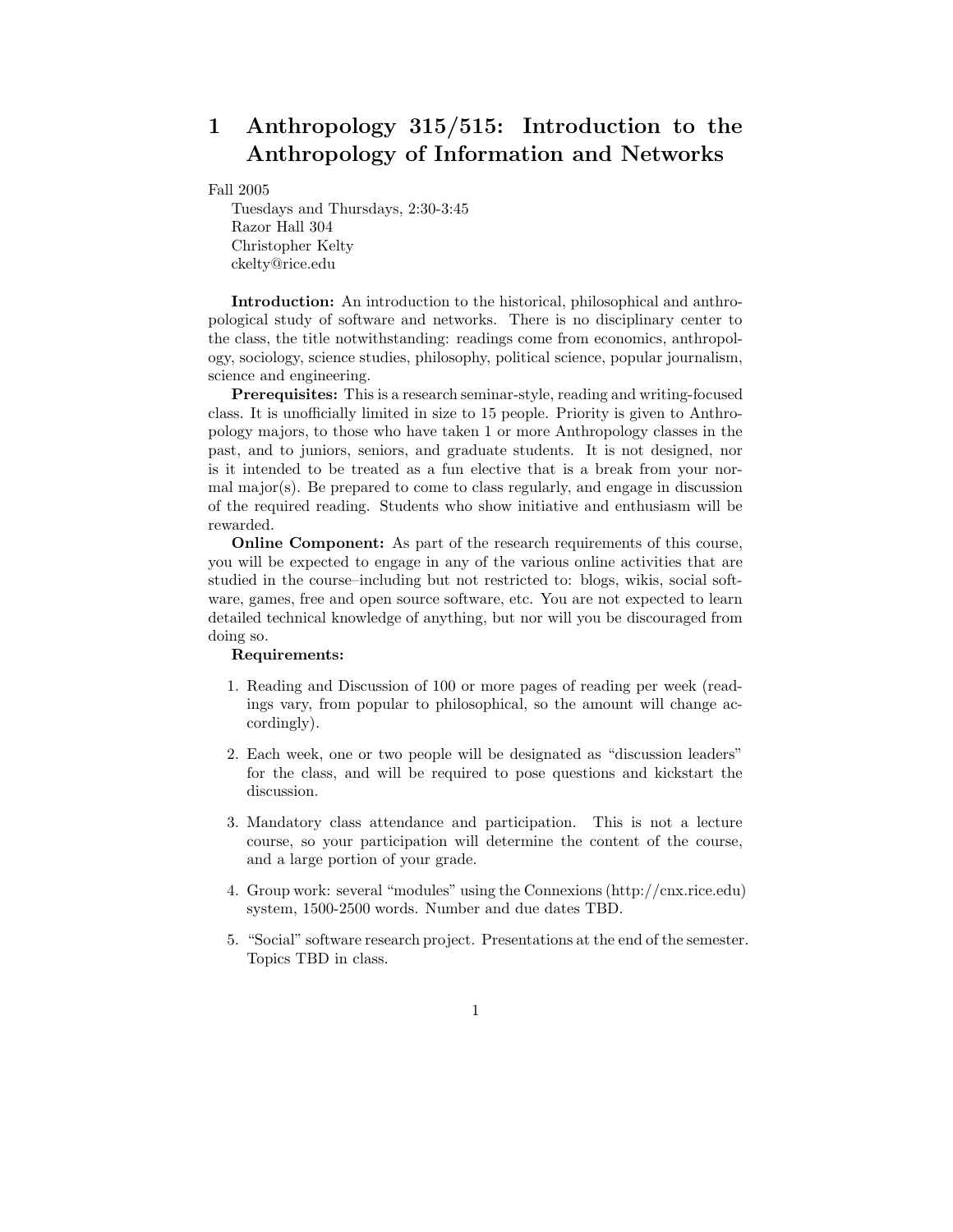# 1 Anthropology 315/515: Introduction to the Anthropology of Information and Networks

Fall 2005
Tuesdays and Thursdays, 2:30-3:45
Razor Hall 304
Christopher Kelty
ckelty@rice.edu

**Introduction:** An introduction to the historical, philosophical and anthropological study of software and networks. There is no disciplinary center to the class, the title notwithstanding: readings come from economics, anthropology, sociology, science studies, philosophy, political science, popular journalism, science and engineering.

**Prerequisites:** This is a research seminar-style, reading and writing-focused class. It is unofficially limited in size to 15 people. Priority is given to Anthropology majors, to those who have taken 1 or more Anthropology classes in the past, and to juniors, seniors, and graduate students. It is not designed, nor is it intended to be treated as a fun elective that is a break from your normal major(s). Be prepared to come to class regularly, and engage in discussion of the required reading. Students who show initiative and enthusiasm will be rewarded.

**Online Component:** As part of the research requirements of this course, you will be expected to engage in any of the various online activities that are studied in the course–including but not restricted to: blogs, wikis, social software, games, free and open source software, etc. You are not expected to learn detailed technical knowledge of anything, but nor will you be discouraged from doing so.

**Requirements:**

1. Reading and Discussion of 100 or more pages of reading per week (readings vary, from popular to philosophical, so the amount will change accordingly).
2. Each week, one or two people will be designated as "discussion leaders" for the class, and will be required to pose questions and kickstart the discussion.
3. Mandatory class attendance and participation. This is not a lecture course, so your participation will determine the content of the course, and a large portion of your grade.
4. Group work: several "modules" using the Connexions (http://cnx.rice.edu) system, 1500-2500 words. Number and due dates TBD.
5. "Social" software research project. Presentations at the end of the semester. Topics TBD in class.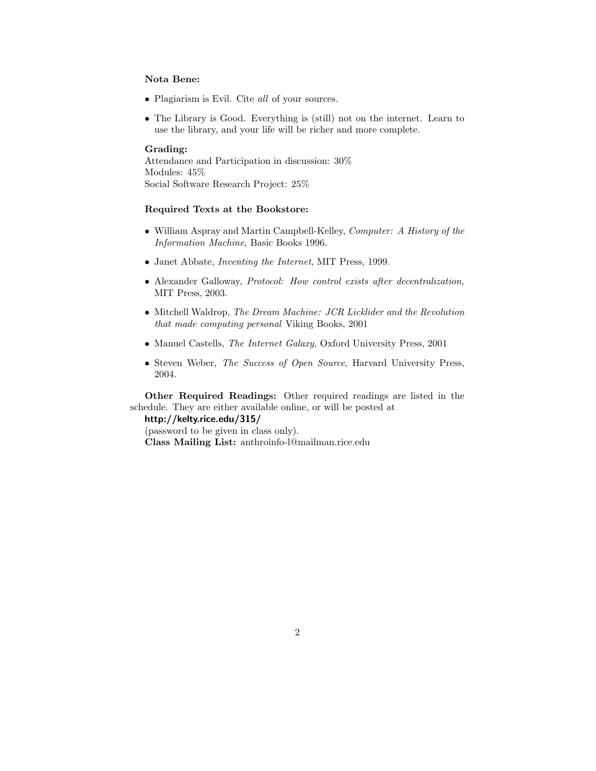**Nota Bene:**

- Plagiarism is Evil. Cite *all* of your sources.
- The Library is Good. Everything is (still) not on the internet. Learn to use the library, and your life will be richer and more complete.

**Grading:**
Attendance and Participation in discussion: 30%
Modules: 45%
Social Software Research Project: 25%

**Required Texts at the Bookstore:**

- William Aspray and Martin Campbell-Kelley, *Computer: A History of the Information Machine*, Basic Books 1996.
- Janet Abbate, *Inventing the Internet*, MIT Press, 1999.
- Alexander Galloway, *Protocol: How control exists after decentralization*, MIT Press, 2003.
- Mitchell Waldrop, *The Dream Machine: JCR Licklider and the Revolution that made computing personal* Viking Books, 2001
- Manuel Castells, *The Internet Galaxy*, Oxford University Press, 2001
- Steven Weber, *The Success of Open Source*, Harvard University Press, 2004.

**Other Required Readings:** Other required readings are listed in the schedule. They are either available online, or will be posted at
**http://kelty.rice.edu/315/**
(password to be given in class only).
**Class Mailing List:** anthroinfo-l@mailman.rice.edu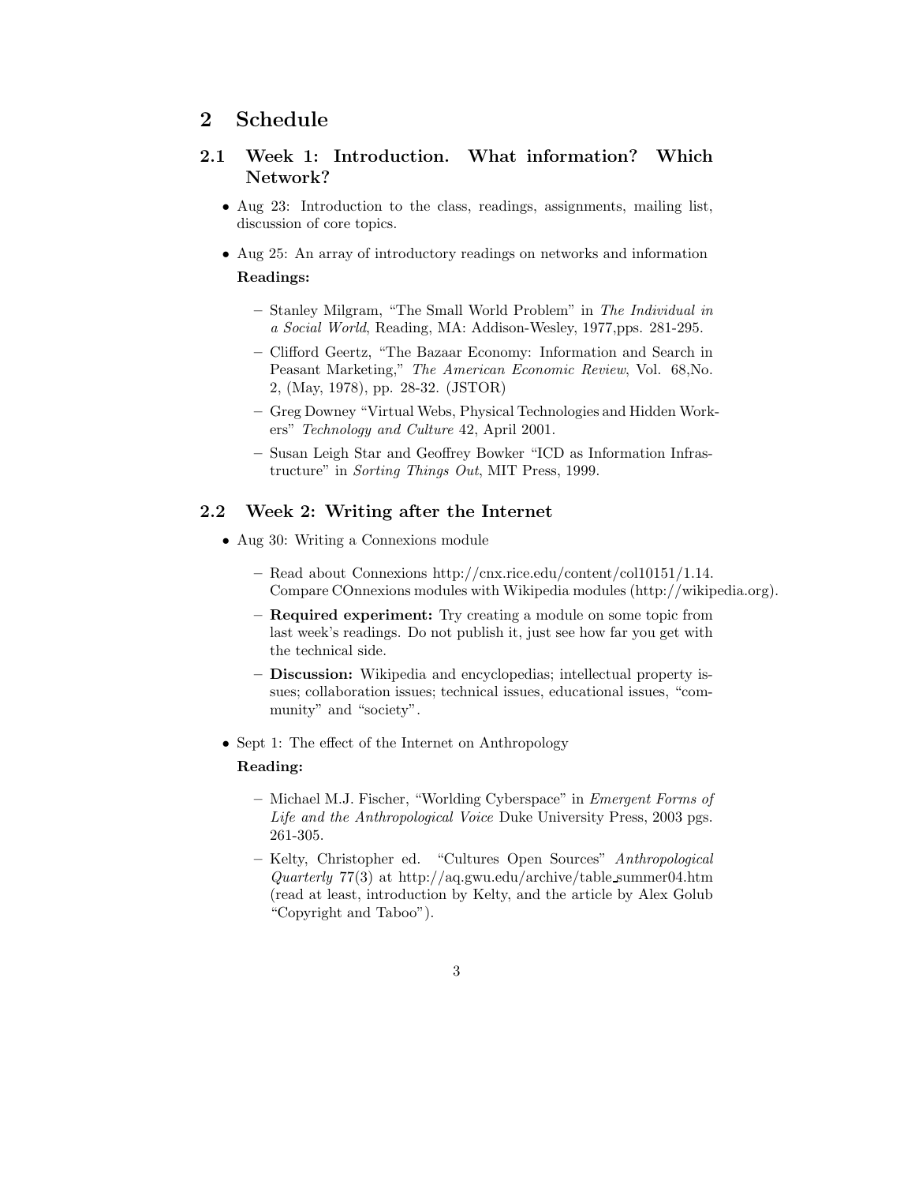## 2 Schedule

### 2.1 Week 1: Introduction. What information? Which Network?

- Aug 23: Introduction to the class, readings, assignments, mailing list, discussion of core topics.
- Aug 25: An array of introductory readings on networks and information

  **Readings:**

  - Stanley Milgram, "The Small World Problem" in *The Individual in a Social World*, Reading, MA: Addison-Wesley, 1977,pps. 281-295.
  - Clifford Geertz, "The Bazaar Economy: Information and Search in Peasant Marketing," *The American Economic Review*, Vol. 68,No. 2, (May, 1978), pp. 28-32. (JSTOR)
  - Greg Downey "Virtual Webs, Physical Technologies and Hidden Workers" *Technology and Culture* 42, April 2001.
  - Susan Leigh Star and Geoffrey Bowker "ICD as Information Infrastructure" in *Sorting Things Out*, MIT Press, 1999.

### 2.2 Week 2: Writing after the Internet

- Aug 30: Writing a Connexions module
  - Read about Connexions http://cnx.rice.edu/content/col10151/1.14. Compare COnnexions modules with Wikipedia modules (http://wikipedia.org).
  - **Required experiment:** Try creating a module on some topic from last week's readings. Do not publish it, just see how far you get with the technical side.
  - **Discussion:** Wikipedia and encyclopedias; intellectual property issues; collaboration issues; technical issues, educational issues, "community" and "society".
- Sept 1: The effect of the Internet on Anthropology

  **Reading:**

  - Michael M.J. Fischer, "Worlding Cyberspace" in *Emergent Forms of Life and the Anthropological Voice* Duke University Press, 2003 pgs. 261-305.
  - Kelty, Christopher ed. "Cultures Open Sources" *Anthropological Quarterly* 77(3) at http://aq.gwu.edu/archive/table_summer04.htm (read at least, introduction by Kelty, and the article by Alex Golub "Copyright and Taboo").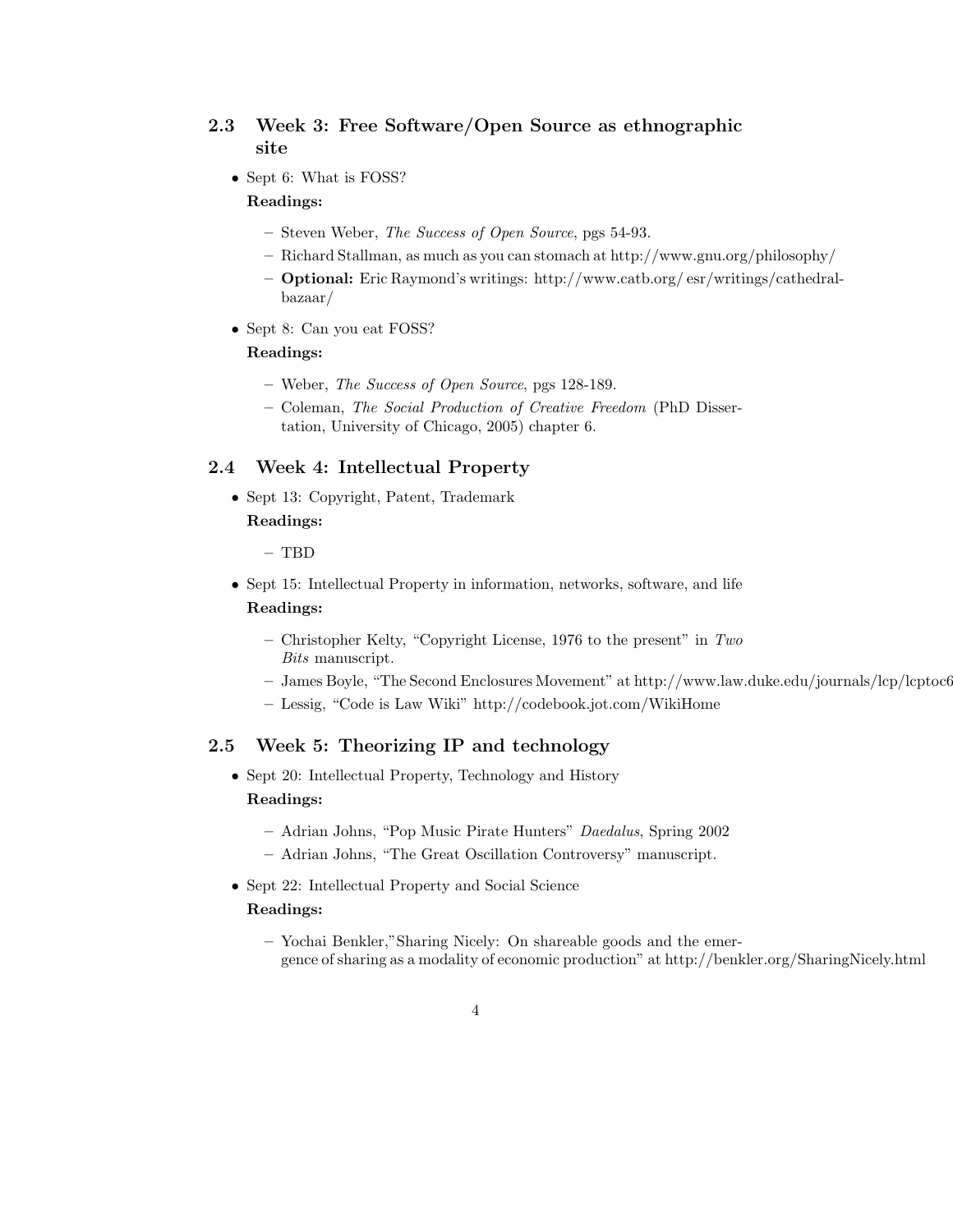## 2.3 Week 3: Free Software/Open Source as ethnographic site

- Sept 6: What is FOSS?

  **Readings:**

  - Steven Weber, *The Success of Open Source*, pgs 54-93.
  - Richard Stallman, as much as you can stomach at http://www.gnu.org/philosophy/
  - **Optional:** Eric Raymond's writings: http://www.catb.org/ esr/writings/cathedral-bazaar/

- Sept 8: Can you eat FOSS?

  **Readings:**

  - Weber, *The Success of Open Source*, pgs 128-189.
  - Coleman, *The Social Production of Creative Freedom* (PhD Dissertation, University of Chicago, 2005) chapter 6.

## 2.4 Week 4: Intellectual Property

- Sept 13: Copyright, Patent, Trademark

  **Readings:**

  - TBD

- Sept 15: Intellectual Property in information, networks, software, and life

  **Readings:**

  - Christopher Kelty, "Copyright License, 1976 to the present" in *Two Bits* manuscript.
  - James Boyle, "The Second Enclosures Movement" at http://www.law.duke.edu/journals/lcp/lcptoc6
  - Lessig, "Code is Law Wiki" http://codebook.jot.com/WikiHome

## 2.5 Week 5: Theorizing IP and technology

- Sept 20: Intellectual Property, Technology and History

  **Readings:**

  - Adrian Johns, "Pop Music Pirate Hunters" *Daedalus*, Spring 2002
  - Adrian Johns, "The Great Oscillation Controversy" manuscript.

- Sept 22: Intellectual Property and Social Science

  **Readings:**

  - Yochai Benkler,"Sharing Nicely: On shareable goods and the emergence of sharing as a modality of economic production" at http://benkler.org/SharingNicely.html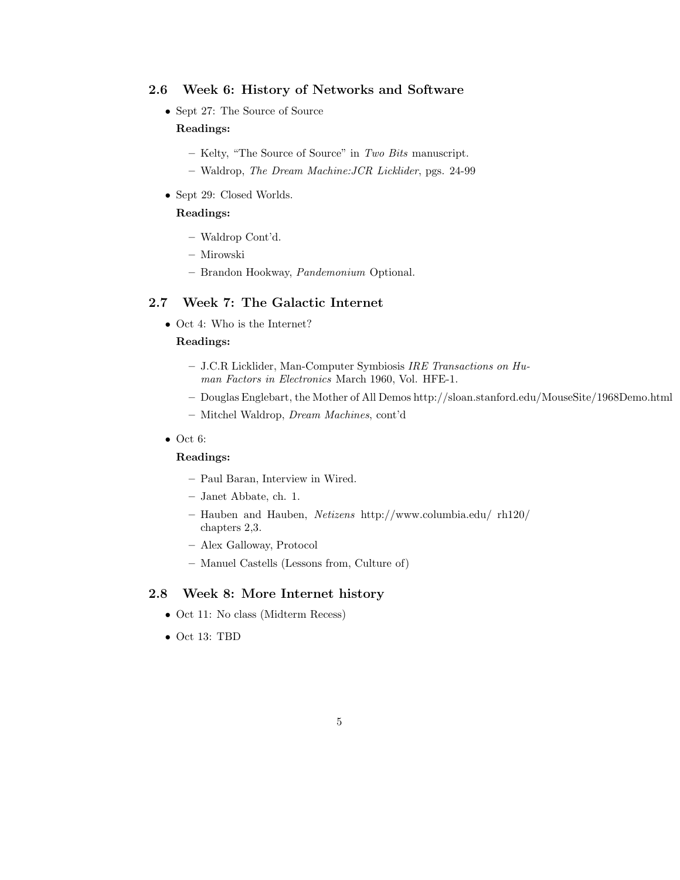### 2.6 Week 6: History of Networks and Software

- Sept 27: The Source of Source

  **Readings:**

  - Kelty, "The Source of Source" in *Two Bits* manuscript.
  - Waldrop, *The Dream Machine:JCR Licklider*, pgs. 24-99

- Sept 29: Closed Worlds.

  **Readings:**

  - Waldrop Cont'd.
  - Mirowski
  - Brandon Hookway, *Pandemonium* Optional.

### 2.7 Week 7: The Galactic Internet

- Oct 4: Who is the Internet?

  **Readings:**

  - J.C.R Licklider, Man-Computer Symbiosis *IRE Transactions on Human Factors in Electronics* March 1960, Vol. HFE-1.
  - Douglas Englebart, the Mother of All Demos http://sloan.stanford.edu/MouseSite/1968Demo.html
  - Mitchel Waldrop, *Dream Machines*, cont'd

- Oct 6:

  **Readings:**

  - Paul Baran, Interview in Wired.
  - Janet Abbate, ch. 1.
  - Hauben and Hauben, *Netizens* http://www.columbia.edu/ rh120/ chapters 2,3.
  - Alex Galloway, Protocol
  - Manuel Castells (Lessons from, Culture of)

### 2.8 Week 8: More Internet history

- Oct 11: No class (Midterm Recess)
- Oct 13: TBD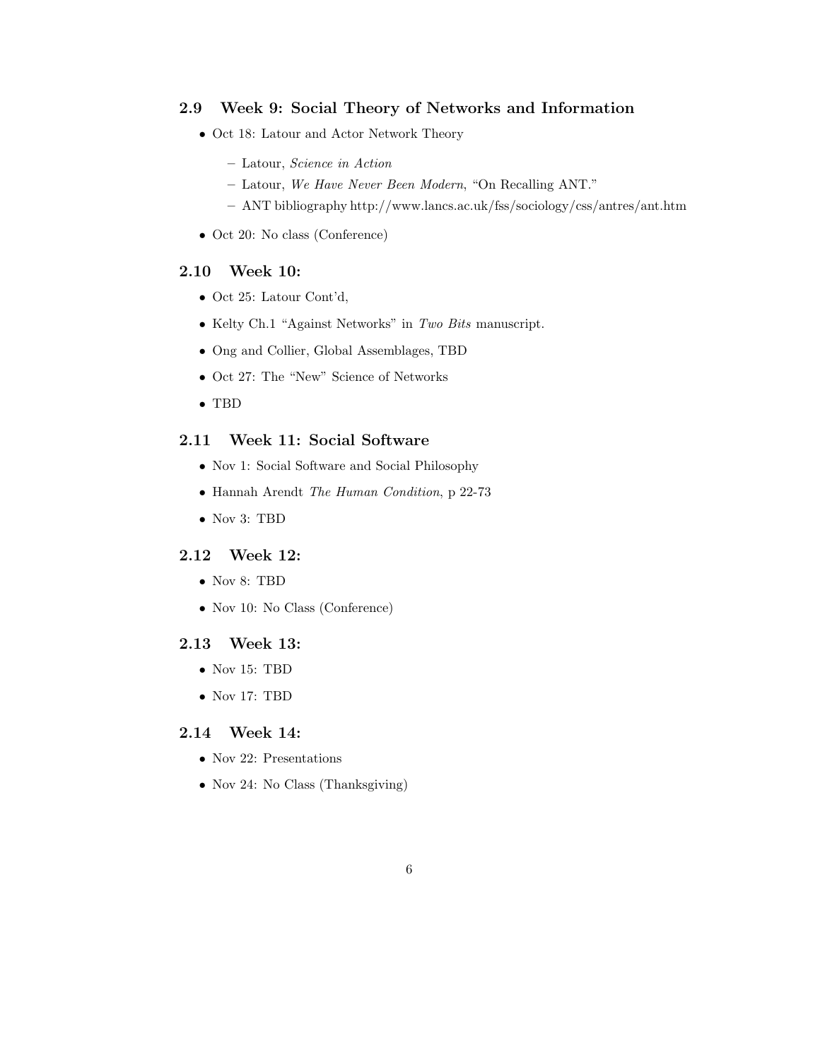### 2.9 Week 9: Social Theory of Networks and Information

- Oct 18: Latour and Actor Network Theory
  - Latour, *Science in Action*
  - Latour, *We Have Never Been Modern*, "On Recalling ANT."
  - ANT bibliography http://www.lancs.ac.uk/fss/sociology/css/antres/ant.htm
- Oct 20: No class (Conference)

### 2.10 Week 10:

- Oct 25: Latour Cont'd,
- Kelty Ch.1 "Against Networks" in *Two Bits* manuscript.
- Ong and Collier, Global Assemblages, TBD
- Oct 27: The "New" Science of Networks
- TBD

### 2.11 Week 11: Social Software

- Nov 1: Social Software and Social Philosophy
- Hannah Arendt *The Human Condition*, p 22-73
- Nov 3: TBD

### 2.12 Week 12:

- Nov 8: TBD
- Nov 10: No Class (Conference)

### 2.13 Week 13:

- Nov 15: TBD
- Nov 17: TBD

### 2.14 Week 14:

- Nov 22: Presentations
- Nov 24: No Class (Thanksgiving)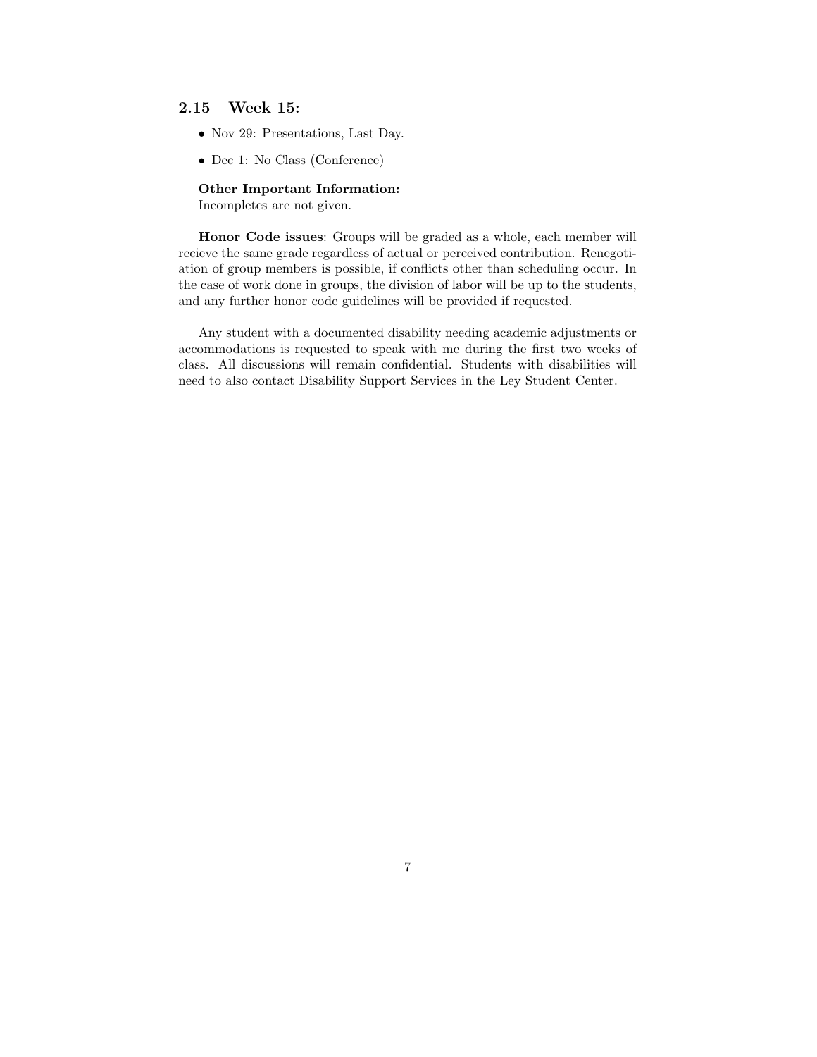### 2.15 Week 15:

- Nov 29: Presentations, Last Day.
- Dec 1: No Class (Conference)

**Other Important Information:**
Incompletes are not given.

**Honor Code issues**: Groups will be graded as a whole, each member will recieve the same grade regardless of actual or perceived contribution. Renegotiation of group members is possible, if conflicts other than scheduling occur. In the case of work done in groups, the division of labor will be up to the students, and any further honor code guidelines will be provided if requested.

Any student with a documented disability needing academic adjustments or accommodations is requested to speak with me during the first two weeks of class. All discussions will remain confidential. Students with disabilities will need to also contact Disability Support Services in the Ley Student Center.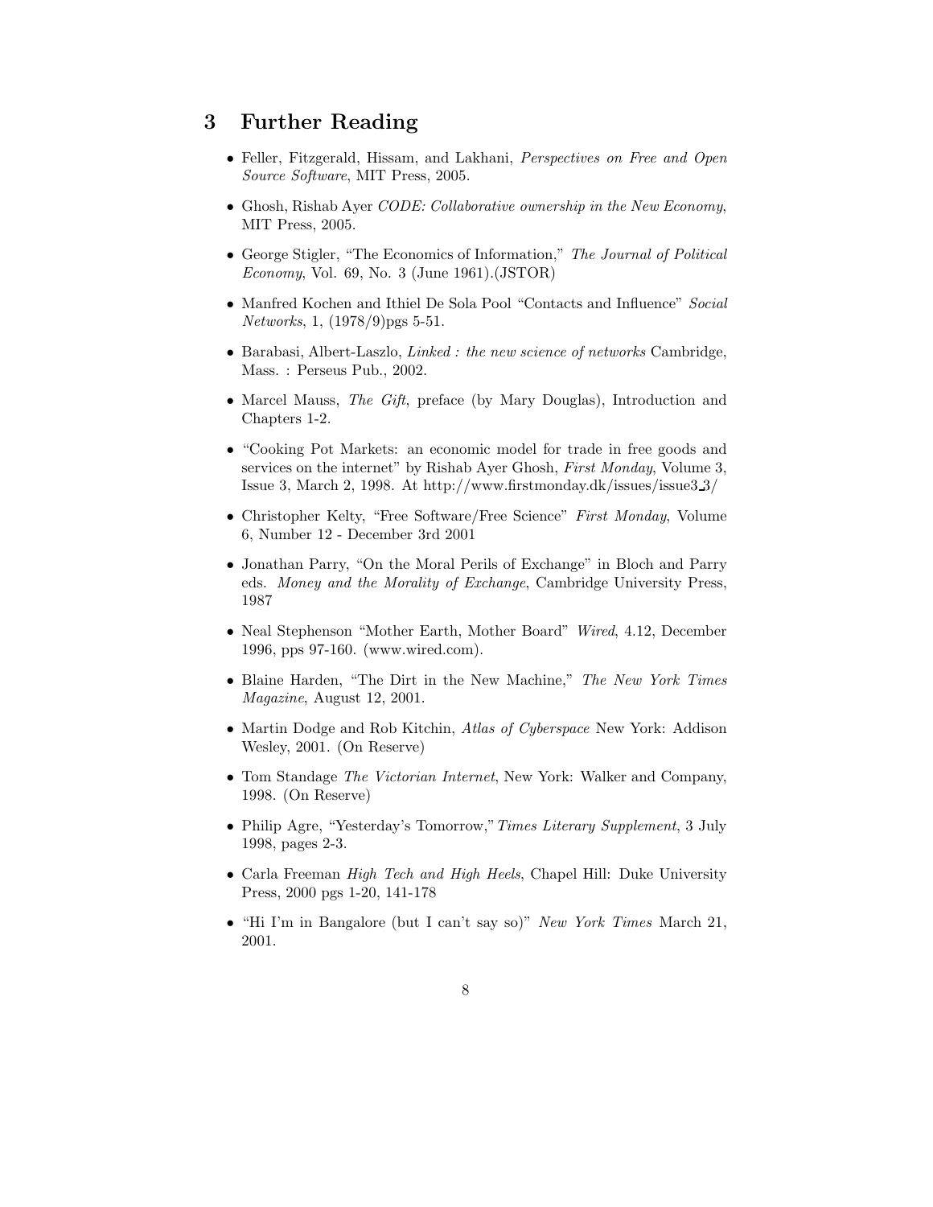## 3 Further Reading

- Feller, Fitzgerald, Hissam, and Lakhani, *Perspectives on Free and Open Source Software*, MIT Press, 2005.
- Ghosh, Rishab Ayer *CODE: Collaborative ownership in the New Economy*, MIT Press, 2005.
- George Stigler, "The Economics of Information," *The Journal of Political Economy*, Vol. 69, No. 3 (June 1961).(JSTOR)
- Manfred Kochen and Ithiel De Sola Pool "Contacts and Influence" *Social Networks*, 1, (1978/9)pgs 5-51.
- Barabasi, Albert-Laszlo, *Linked : the new science of networks* Cambridge, Mass. : Perseus Pub., 2002.
- Marcel Mauss, *The Gift*, preface (by Mary Douglas), Introduction and Chapters 1-2.
- "Cooking Pot Markets: an economic model for trade in free goods and services on the internet" by Rishab Ayer Ghosh, *First Monday*, Volume 3, Issue 3, March 2, 1998. At http://www.firstmonday.dk/issues/issue3_3/
- Christopher Kelty, "Free Software/Free Science" *First Monday*, Volume 6, Number 12 - December 3rd 2001
- Jonathan Parry, "On the Moral Perils of Exchange" in Bloch and Parry eds. *Money and the Morality of Exchange*, Cambridge University Press, 1987
- Neal Stephenson "Mother Earth, Mother Board" *Wired*, 4.12, December 1996, pps 97-160. (www.wired.com).
- Blaine Harden, "The Dirt in the New Machine," *The New York Times Magazine*, August 12, 2001.
- Martin Dodge and Rob Kitchin, *Atlas of Cyberspace* New York: Addison Wesley, 2001. (On Reserve)
- Tom Standage *The Victorian Internet*, New York: Walker and Company, 1998. (On Reserve)
- Philip Agre, "Yesterday's Tomorrow," *Times Literary Supplement*, 3 July 1998, pages 2-3.
- Carla Freeman *High Tech and High Heels*, Chapel Hill: Duke University Press, 2000 pgs 1-20, 141-178
- "Hi I'm in Bangalore (but I can't say so)" *New York Times* March 21, 2001.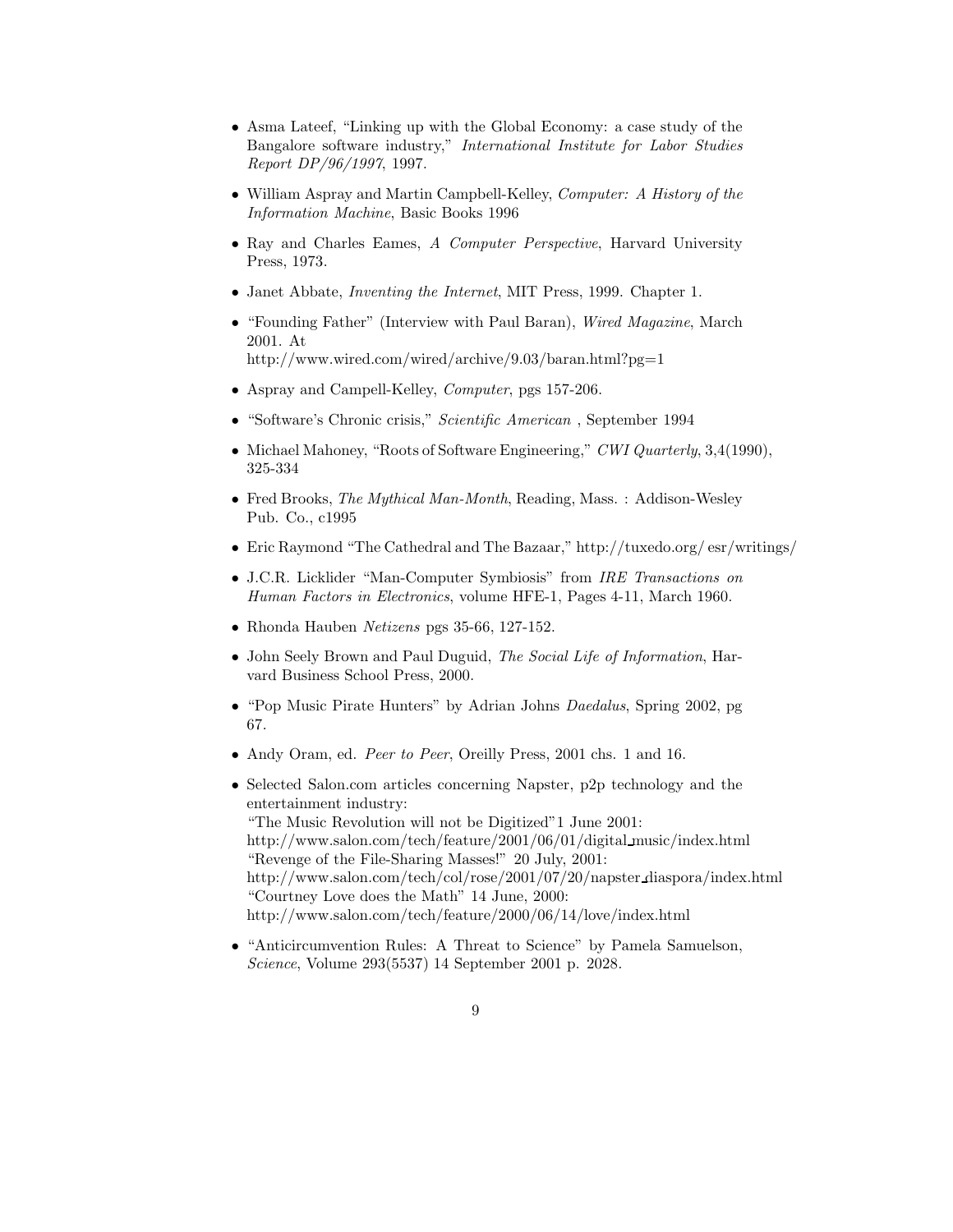- Asma Lateef, "Linking up with the Global Economy: a case study of the Bangalore software industry," *International Institute for Labor Studies Report DP/96/1997*, 1997.
- William Aspray and Martin Campbell-Kelley, *Computer: A History of the Information Machine*, Basic Books 1996
- Ray and Charles Eames, *A Computer Perspective*, Harvard University Press, 1973.
- Janet Abbate, *Inventing the Internet*, MIT Press, 1999. Chapter 1.
- "Founding Father" (Interview with Paul Baran), *Wired Magazine*, March 2001. At http://www.wired.com/wired/archive/9.03/baran.html?pg=1
- Aspray and Campell-Kelley, *Computer*, pgs 157-206.
- "Software's Chronic crisis," *Scientific American* , September 1994
- Michael Mahoney, "Roots of Software Engineering," *CWI Quarterly*, 3,4(1990), 325-334
- Fred Brooks, *The Mythical Man-Month*, Reading, Mass. : Addison-Wesley Pub. Co., c1995
- Eric Raymond "The Cathedral and The Bazaar," http://tuxedo.org/ esr/writings/
- J.C.R. Licklider "Man-Computer Symbiosis" from *IRE Transactions on Human Factors in Electronics*, volume HFE-1, Pages 4-11, March 1960.
- Rhonda Hauben *Netizens* pgs 35-66, 127-152.
- John Seely Brown and Paul Duguid, *The Social Life of Information*, Harvard Business School Press, 2000.
- "Pop Music Pirate Hunters" by Adrian Johns *Daedalus*, Spring 2002, pg 67.
- Andy Oram, ed. *Peer to Peer*, Oreilly Press, 2001 chs. 1 and 16.
- Selected Salon.com articles concerning Napster, p2p technology and the entertainment industry:
  "The Music Revolution will not be Digitized"1 June 2001:
  http://www.salon.com/tech/feature/2001/06/01/digital_music/index.html
  "Revenge of the File-Sharing Masses!" 20 July, 2001:
  http://www.salon.com/tech/col/rose/2001/07/20/napster_diaspora/index.html
  "Courtney Love does the Math" 14 June, 2000:
  http://www.salon.com/tech/feature/2000/06/14/love/index.html
- "Anticircumvention Rules: A Threat to Science" by Pamela Samuelson, *Science*, Volume 293(5537) 14 September 2001 p. 2028.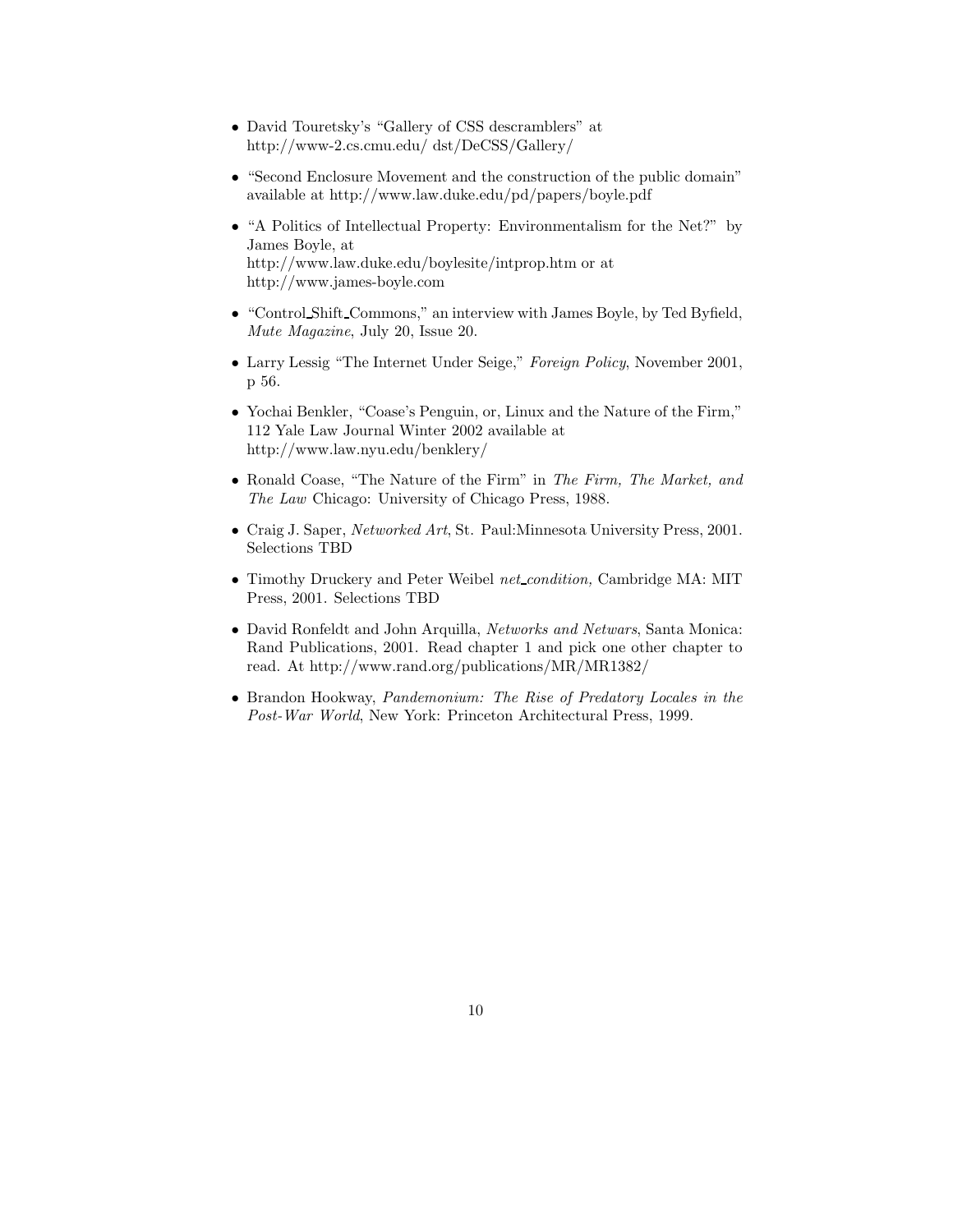- David Touretsky's "Gallery of CSS descramblers" at http://www-2.cs.cmu.edu/ dst/DeCSS/Gallery/
- "Second Enclosure Movement and the construction of the public domain" available at http://www.law.duke.edu/pd/papers/boyle.pdf
- "A Politics of Intellectual Property: Environmentalism for the Net?" by James Boyle, at http://www.law.duke.edu/boylesite/intprop.htm or at http://www.james-boyle.com
- "Control_Shift_Commons," an interview with James Boyle, by Ted Byfield, *Mute Magazine*, July 20, Issue 20.
- Larry Lessig "The Internet Under Seige," *Foreign Policy*, November 2001, p 56.
- Yochai Benkler, "Coase's Penguin, or, Linux and the Nature of the Firm," 112 Yale Law Journal Winter 2002 available at http://www.law.nyu.edu/benklery/
- Ronald Coase, "The Nature of the Firm" in *The Firm, The Market, and The Law* Chicago: University of Chicago Press, 1988.
- Craig J. Saper, *Networked Art*, St. Paul:Minnesota University Press, 2001. Selections TBD
- Timothy Druckery and Peter Weibel *net_condition,* Cambridge MA: MIT Press, 2001. Selections TBD
- David Ronfeldt and John Arquilla, *Networks and Netwars*, Santa Monica: Rand Publications, 2001. Read chapter 1 and pick one other chapter to read. At http://www.rand.org/publications/MR/MR1382/
- Brandon Hookway, *Pandemonium: The Rise of Predatory Locales in the Post-War World*, New York: Princeton Architectural Press, 1999.